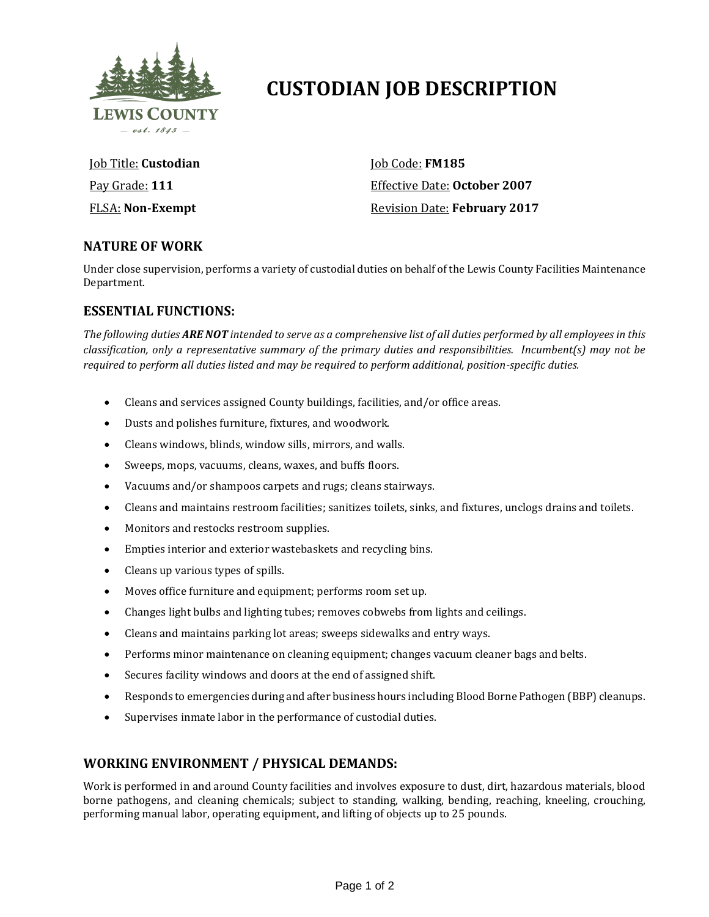# CUSTODIAN JOB DESCRIPTION

Job Title: **Custodian**

Pay Grade: **111**

FLSA: **Non-Exempt**

Job Code: **FM185**

Effective Date: **October 2007**

Revision Date: **February 2017**

## NATURE OF WORK

Under close supervision, performs a variety of custodial duties on behalf of the Lewis County Facilities Maintenance Department.

## ESSENTIAL FUNCTIONS:

*The following duties **ARE NOT** intended to serve as a comprehensive list of all duties performed by all employees in this classification, only a representative summary of the primary duties and responsibilities. Incumbent(s) may not be required to perform all duties listed and may be required to perform additional, position-specific duties.*

- Cleans and services assigned County buildings, facilities, and/or office areas.
- Dusts and polishes furniture, fixtures, and woodwork.
- Cleans windows, blinds, window sills, mirrors, and walls.
- Sweeps, mops, vacuums, cleans, waxes, and buffs floors.
- Vacuums and/or shampoos carpets and rugs; cleans stairways.
- Cleans and maintains restroom facilities; sanitizes toilets, sinks, and fixtures, unclogs drains and toilets.
- Monitors and restocks restroom supplies.
- Empties interior and exterior wastebaskets and recycling bins.
- Cleans up various types of spills.
- Moves office furniture and equipment; performs room set up.
- Changes light bulbs and lighting tubes; removes cobwebs from lights and ceilings.
- Cleans and maintains parking lot areas; sweeps sidewalks and entry ways.
- Performs minor maintenance on cleaning equipment; changes vacuum cleaner bags and belts.
- Secures facility windows and doors at the end of assigned shift.
- Responds to emergencies during and after business hours including Blood Borne Pathogen (BBP) cleanups.
- Supervises inmate labor in the performance of custodial duties.

## WORKING ENVIRONMENT / PHYSICAL DEMANDS:

Work is performed in and around County facilities and involves exposure to dust, dirt, hazardous materials, blood borne pathogens, and cleaning chemicals; subject to standing, walking, bending, reaching, kneeling, crouching, performing manual labor, operating equipment, and lifting of objects up to 25 pounds.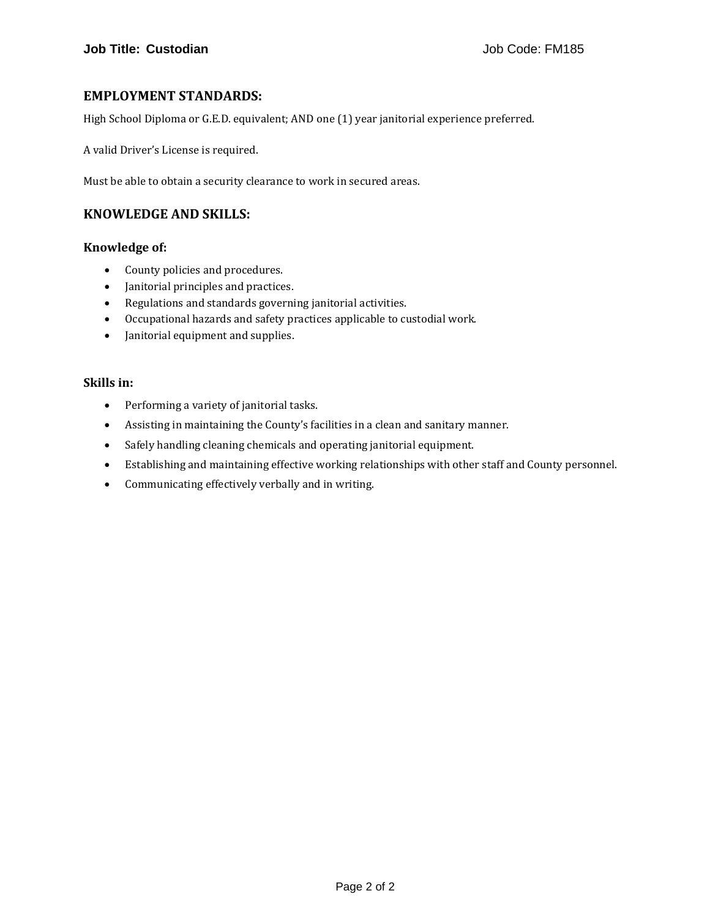## EMPLOYMENT STANDARDS:

High School Diploma or G.E.D. equivalent; AND one (1) year janitorial experience preferred.

A valid Driver's License is required.

Must be able to obtain a security clearance to work in secured areas.

## KNOWLEDGE AND SKILLS:

### Knowledge of:

- County policies and procedures.
- Janitorial principles and practices.
- Regulations and standards governing janitorial activities.
- Occupational hazards and safety practices applicable to custodial work.
- Janitorial equipment and supplies.

### Skills in:

- Performing a variety of janitorial tasks.
- Assisting in maintaining the County's facilities in a clean and sanitary manner.
- Safely handling cleaning chemicals and operating janitorial equipment.
- Establishing and maintaining effective working relationships with other staff and County personnel.
- Communicating effectively verbally and in writing.